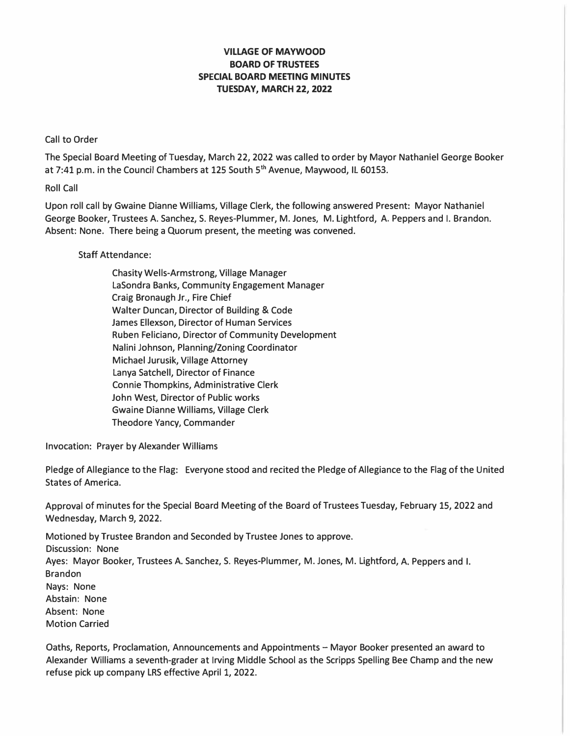**VILLAGE OF MAYWOOD**
**BOARD OF TRUSTEES**
**SPECIAL BOARD MEETING MINUTES**
**TUESDAY, MARCH 22, 2022**

Call to Order

The Special Board Meeting of Tuesday, March 22, 2022 was called to order by Mayor Nathaniel George Booker at 7:41 p.m. in the Council Chambers at 125 South 5th Avenue, Maywood, IL 60153.

Roll Call

Upon roll call by Gwaine Dianne Williams, Village Clerk, the following answered Present: Mayor Nathaniel George Booker, Trustees A. Sanchez, S. Reyes-Plummer, M. Jones, M. Lightford, A. Peppers and I. Brandon. Absent: None. There being a Quorum present, the meeting was convened.

Staff Attendance:

Chasity Wells-Armstrong, Village Manager
LaSondra Banks, Community Engagement Manager
Craig Bronaugh Jr., Fire Chief
Walter Duncan, Director of Building & Code
James Ellexson, Director of Human Services
Ruben Feliciano, Director of Community Development
Nalini Johnson, Planning/Zoning Coordinator
Michael Jurusik, Village Attorney
Lanya Satchell, Director of Finance
Connie Thompkins, Administrative Clerk
John West, Director of Public works
Gwaine Dianne Williams, Village Clerk
Theodore Yancy, Commander

Invocation: Prayer by Alexander Williams

Pledge of Allegiance to the Flag: Everyone stood and recited the Pledge of Allegiance to the Flag of the United States of America.

Approval of minutes for the Special Board Meeting of the Board of Trustees Tuesday, February 15, 2022 and Wednesday, March 9, 2022.

Motioned by Trustee Brandon and Seconded by Trustee Jones to approve.
Discussion: None
Ayes: Mayor Booker, Trustees A. Sanchez, S. Reyes-Plummer, M. Jones, M. Lightford, A. Peppers and I. Brandon
Nays: None
Abstain: None
Absent: None
Motion Carried

Oaths, Reports, Proclamation, Announcements and Appointments – Mayor Booker presented an award to Alexander Williams a seventh-grader at Irving Middle School as the Scripps Spelling Bee Champ and the new refuse pick up company LRS effective April 1, 2022.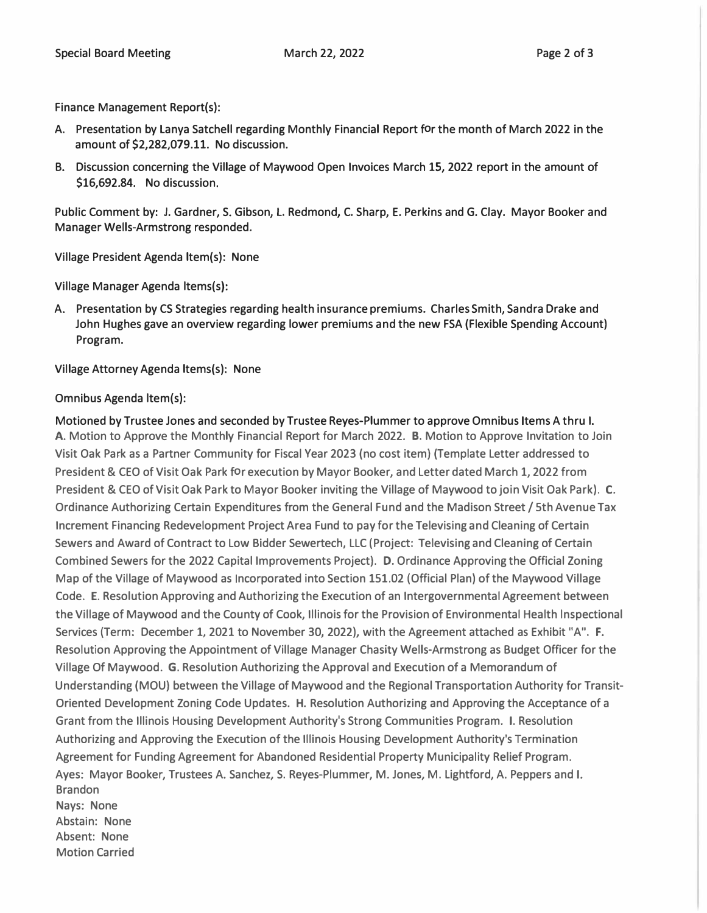Finance Management Report(s):

A. Presentation by Lanya Satchell regarding Monthly Financial Report for the month of March 2022 in the amount of $2,282,079.11. No discussion.

B. Discussion concerning the Village of Maywood Open Invoices March 15, 2022 report in the amount of $16,692.84. No discussion.

Public Comment by: J. Gardner, S. Gibson, L. Redmond, C. Sharp, E. Perkins and G. Clay. Mayor Booker and Manager Wells-Armstrong responded.

Village President Agenda Item(s): None

Village Manager Agenda Items(s):

A. Presentation by CS Strategies regarding health insurance premiums. Charles Smith, Sandra Drake and John Hughes gave an overview regarding lower premiums and the new FSA (Flexible Spending Account) Program.

Village Attorney Agenda Items(s): None

Omnibus Agenda Item(s):

Motioned by Trustee Jones and seconded by Trustee Reyes-Plummer to approve Omnibus Items A thru I. **A**. Motion to Approve the Monthly Financial Report for March 2022. **B**. Motion to Approve Invitation to Join Visit Oak Park as a Partner Community for Fiscal Year 2023 (no cost item) (Template Letter addressed to President & CEO of Visit Oak Park for execution by Mayor Booker, and Letter dated March 1, 2022 from President & CEO of Visit Oak Park to Mayor Booker inviting the Village of Maywood to join Visit Oak Park). **C**. Ordinance Authorizing Certain Expenditures from the General Fund and the Madison Street / 5th Avenue Tax Increment Financing Redevelopment Project Area Fund to pay for the Televising and Cleaning of Certain Sewers and Award of Contract to Low Bidder Sewertech, LLC (Project: Televising and Cleaning of Certain Combined Sewers for the 2022 Capital Improvements Project). **D**. Ordinance Approving the Official Zoning Map of the Village of Maywood as Incorporated into Section 151.02 (Official Plan) of the Maywood Village Code. **E**. Resolution Approving and Authorizing the Execution of an Intergovernmental Agreement between the Village of Maywood and the County of Cook, Illinois for the Provision of Environmental Health Inspectional Services (Term: December 1, 2021 to November 30, 2022), with the Agreement attached as Exhibit "A". **F**. Resolution Approving the Appointment of Village Manager Chasity Wells-Armstrong as Budget Officer for the Village Of Maywood. **G**. Resolution Authorizing the Approval and Execution of a Memorandum of Understanding (MOU) between the Village of Maywood and the Regional Transportation Authority for Transit-Oriented Development Zoning Code Updates. **H**. Resolution Authorizing and Approving the Acceptance of a Grant from the Illinois Housing Development Authority's Strong Communities Program. **I**. Resolution Authorizing and Approving the Execution of the Illinois Housing Development Authority's Termination Agreement for Funding Agreement for Abandoned Residential Property Municipality Relief Program.

Ayes: Mayor Booker, Trustees A. Sanchez, S. Reyes-Plummer, M. Jones, M. Lightford, A. Peppers and I. Brandon
Nays: None
Abstain: None
Absent: None
Motion Carried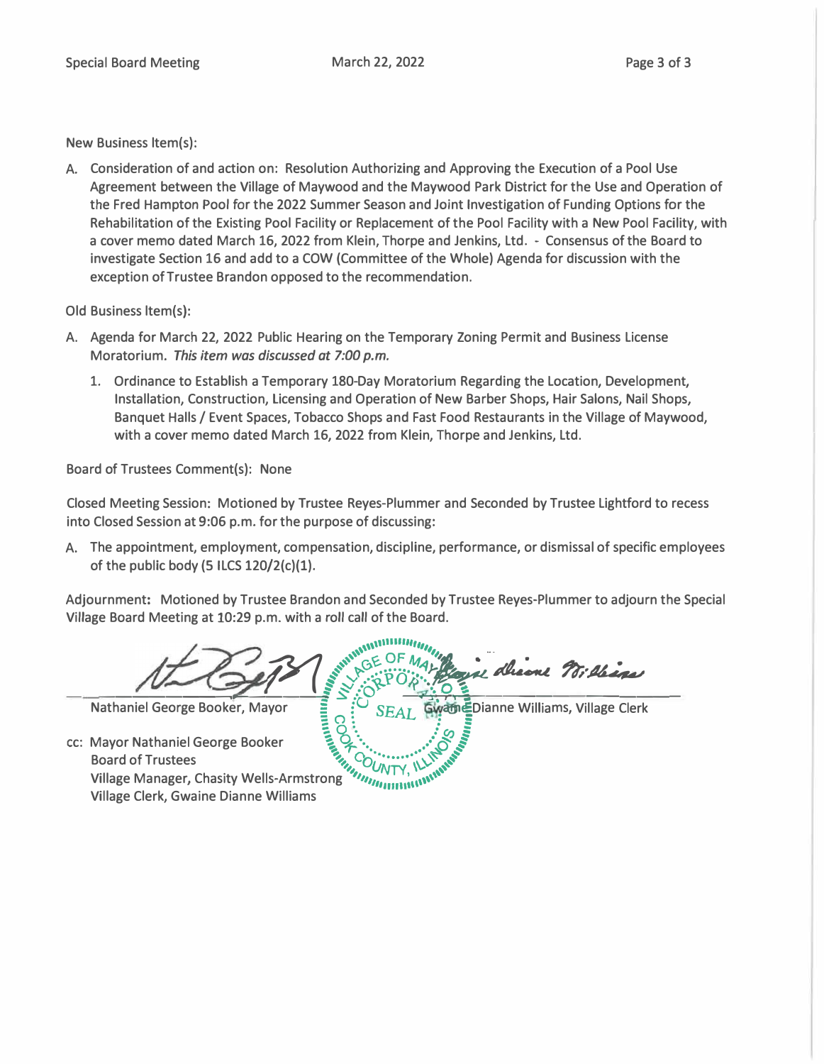New Business Item(s):

A. Consideration of and action on: Resolution Authorizing and Approving the Execution of a Pool Use Agreement between the Village of Maywood and the Maywood Park District for the Use and Operation of the Fred Hampton Pool for the 2022 Summer Season and Joint Investigation of Funding Options for the Rehabilitation of the Existing Pool Facility or Replacement of the Pool Facility with a New Pool Facility, with a cover memo dated March 16, 2022 from Klein, Thorpe and Jenkins, Ltd. - Consensus of the Board to investigate Section 16 and add to a COW (Committee of the Whole) Agenda for discussion with the exception of Trustee Brandon opposed to the recommendation.

Old Business Item(s):

A. Agenda for March 22, 2022 Public Hearing on the Temporary Zoning Permit and Business License Moratorium. *This item was discussed at 7:00 p.m.*
   1. Ordinance to Establish a Temporary 180-Day Moratorium Regarding the Location, Development, Installation, Construction, Licensing and Operation of New Barber Shops, Hair Salons, Nail Shops, Banquet Halls / Event Spaces, Tobacco Shops and Fast Food Restaurants in the Village of Maywood, with a cover memo dated March 16, 2022 from Klein, Thorpe and Jenkins, Ltd.

Board of Trustees Comment(s): None

Closed Meeting Session: Motioned by Trustee Reyes-Plummer and Seconded by Trustee Lightford to recess into Closed Session at 9:06 p.m. for the purpose of discussing:

A. The appointment, employment, compensation, discipline, performance, or dismissal of specific employees of the public body (5 ILCS 120/2(c)(1).

Adjournment: Motioned by Trustee Brandon and Seconded by Trustee Reyes-Plummer to adjourn the Special Village Board Meeting at 10:29 p.m. with a roll call of the Board.

Nathaniel George Booker, Mayor

Gwaine Dianne Williams, Village Clerk

VILLAGE OF MAYWOOD CORPORATE SEAL COOK COUNTY, ILLINOIS

cc: Mayor Nathaniel George Booker
Board of Trustees
Village Manager, Chasity Wells-Armstrong
Village Clerk, Gwaine Dianne Williams